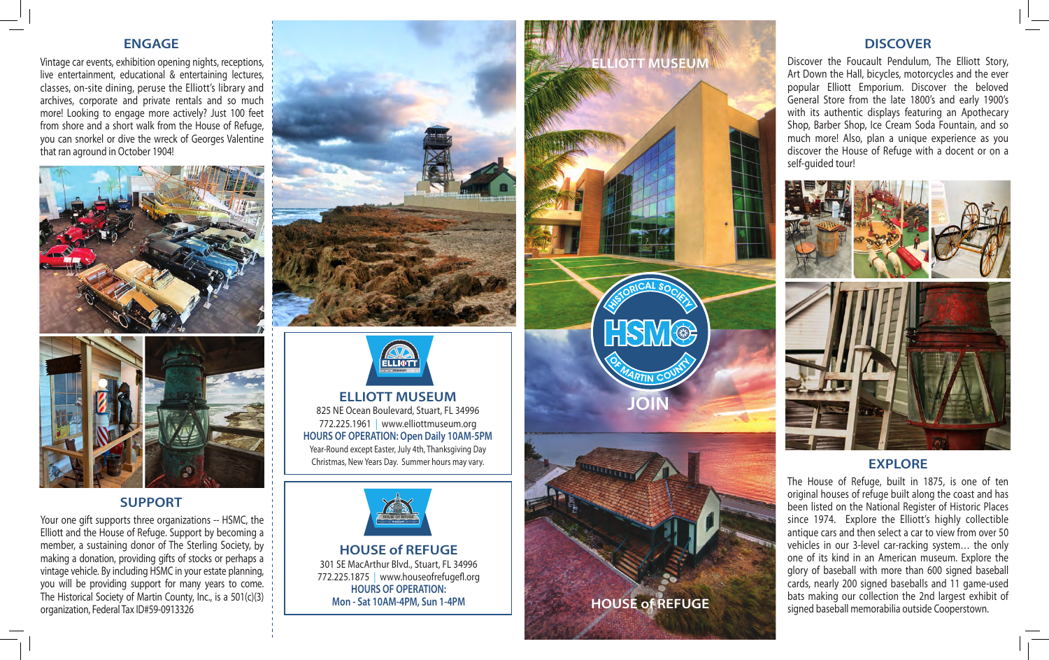## ENGAGE

Vintage car events, exhibition opening nights, receptions, live entertainment, educational & entertaining lectures, classes, on-site dining, peruse the Elliott's library and archives, corporate and private rentals and so much more! Looking to engage more actively? Just 100 feet from shore and a short walk from the House of Refuge, you can snorkel or dive the wreck of Georges Valentine that ran aground in October 1904!

## SUPPORT

Your one gift supports three organizations -- HSMC, the Elliott and the House of Refuge. Support by becoming a member, a sustaining donor of The Sterling Society, by making a donation, providing gifts of stocks or perhaps a vintage vehicle. By including HSMC in your estate planning, you will be providing support for many years to come. The Historical Society of Martin County, Inc., is a 501(c)(3) organization, Federal Tax ID#59-0913326

## ELLIOTT MUSEUM

825 NE Ocean Boulevard, Stuart, FL 34996
772.225.1961 | www.elliottmuseum.org

**HOURS OF OPERATION: Open Daily 10AM-5PM**

Year-Round except Easter, July 4th, Thanksgiving Day Christmas, New Years Day. Summer hours may vary.

## HOUSE of REFUGE

301 SE MacArthur Blvd., Stuart, FL 34996
772.225.1875 | www.houseofrefugefl.org

**HOURS OF OPERATION:**
**Mon - Sat 10AM-4PM, Sun 1-4PM**

ELLIOTT MUSEUM

HISTORICAL SOCIETY HSMC OF MARTIN COUNTY

JOIN

HOUSE of REFUGE

## DISCOVER

Discover the Foucault Pendulum, The Elliott Story, Art Down the Hall, bicycles, motorcycles and the ever popular Elliott Emporium. Discover the beloved General Store from the late 1800's and early 1900's with its authentic displays featuring an Apothecary Shop, Barber Shop, Ice Cream Soda Fountain, and so much more! Also, plan a unique experience as you discover the House of Refuge with a docent or on a self-guided tour!

## EXPLORE

The House of Refuge, built in 1875, is one of ten original houses of refuge built along the coast and has been listed on the National Register of Historic Places since 1974. Explore the Elliott's highly collectible antique cars and then select a car to view from over 50 vehicles in our 3-level car-racking system… the only one of its kind in an American museum. Explore the glory of baseball with more than 600 signed baseball cards, nearly 200 signed baseballs and 11 game-used bats making our collection the 2nd largest exhibit of signed baseball memorabilia outside Cooperstown.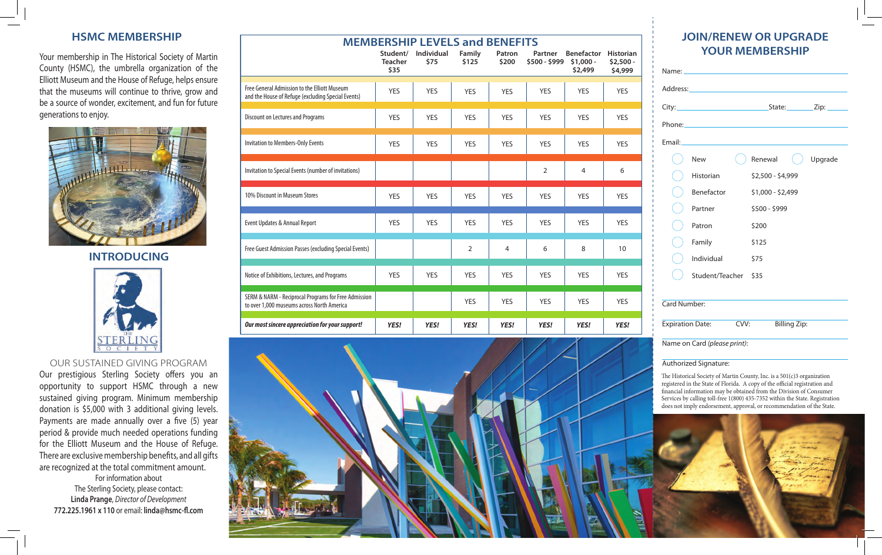## HSMC MEMBERSHIP

Your membership in The Historical Society of Martin County (HSMC), the umbrella organization of the Elliott Museum and the House of Refuge, helps ensure that the museums will continue to thrive, grow and be a source of wonder, excitement, and fun for future generations to enjoy.

## INTRODUCING

THE STERLING SOCIETY

OUR SUSTAINED GIVING PROGRAM

Our prestigious Sterling Society offers you an opportunity to support HSMC through a new sustained giving program. Minimum membership donation is $5,000 with 3 additional giving levels. Payments are made annually over a five (5) year period & provide much needed operations funding for the Elliott Museum and the House of Refuge. There are exclusive membership benefits, and all gifts are recognized at the total commitment amount.

For information about
The Sterling Society, please contact:
**Linda Prange**, *Director of Development*
**772.225.1961 x 110** or email: **linda@hsmc-fl.com**

## MEMBERSHIP LEVELS and BENEFITS

| | Student/ Teacher $35 | Individual $75 | Family $125 | Patron $200 | Partner $500 - $999 | Benefactor $1,000 - $2,499 | Historian $2,500 - $4,999 |
|---|---|---|---|---|---|---|---|
| Free General Admission to the Elliott Museum and the House of Refuge (excluding Special Events) | YES | YES | YES | YES | YES | YES | YES |
| Discount on Lectures and Programs | YES | YES | YES | YES | YES | YES | YES |
| Invitation to Members-Only Events | YES | YES | YES | YES | YES | YES | YES |
| Invitation to Special Events (number of invitations) | | | | | 2 | 4 | 6 |
| 10% Discount in Museum Stores | YES | YES | YES | YES | YES | YES | YES |
| Event Updates & Annual Report | YES | YES | YES | YES | YES | YES | YES |
| Free Guest Admission Passes (excluding Special Events) | | | 2 | 4 | 6 | 8 | 10 |
| Notice of Exhibitions, Lectures, and Programs | YES | YES | YES | YES | YES | YES | YES |
| SERM & NARM - Reciprocal Programs for Free Admission to over 1,000 museums across North America | | | YES | YES | YES | YES | YES |
| ***Our most sincere appreciation for your support!*** | ***YES!*** | ***YES!*** | ***YES!*** | ***YES!*** | ***YES!*** | ***YES!*** | ***YES!*** |

## JOIN/RENEW OR UPGRADE YOUR MEMBERSHIP

Name: ____________________

Address: ____________________

City: ____________ State: ______ Zip: ______

Phone: ____________________

Email: ____________________

○ New ○ Renewal ○ Upgrade

○ Historian $2,500 - $4,999

○ Benefactor $1,000 - $2,499

○ Partner $500 - $999

○ Patron $200

○ Family $125

○ Individual $75

○ Student/Teacher $35

Card Number: ____________________

Expiration Date: ______ CVV: ______ Billing Zip: ______

Name on Card *(please print)*: ____________________

Authorized Signature: ____________________

The Historical Society of Martin County, Inc. is a 501(c)3 organization registered in the State of Florida. A copy of the official registration and financial information may be obtained from the Division of Consumer Services by calling toll-free 1(800) 435-7352 within the State. Registration does not imply endorsement, approval, or recommendation of the State.